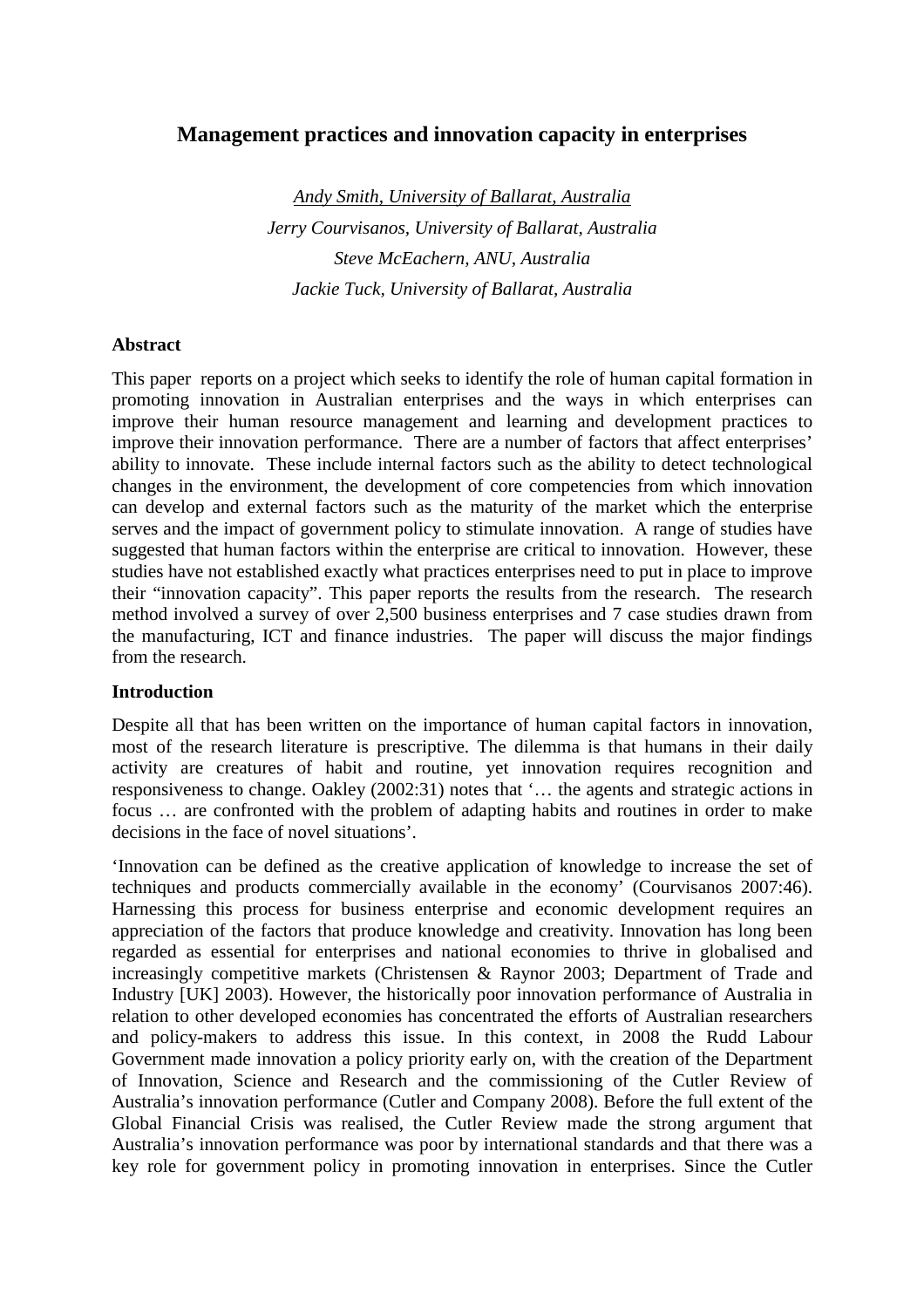# Management practices and innovation capacity in enterprises

*Andy Smith, University of Ballarat, Australia*

*Jerry Courvisanos, University of Ballarat, Australia*

*Steve McEachern, ANU, Australia*

*Jackie Tuck, University of Ballarat, Australia*

## Abstract

This paper reports on a project which seeks to identify the role of human capital formation in promoting innovation in Australian enterprises and the ways in which enterprises can improve their human resource management and learning and development practices to improve their innovation performance. There are a number of factors that affect enterprises' ability to innovate. These include internal factors such as the ability to detect technological changes in the environment, the development of core competencies from which innovation can develop and external factors such as the maturity of the market which the enterprise serves and the impact of government policy to stimulate innovation. A range of studies have suggested that human factors within the enterprise are critical to innovation. However, these studies have not established exactly what practices enterprises need to put in place to improve their "innovation capacity". This paper reports the results from the research. The research method involved a survey of over 2,500 business enterprises and 7 case studies drawn from the manufacturing, ICT and finance industries. The paper will discuss the major findings from the research.

## Introduction

Despite all that has been written on the importance of human capital factors in innovation, most of the research literature is prescriptive. The dilemma is that humans in their daily activity are creatures of habit and routine, yet innovation requires recognition and responsiveness to change. Oakley (2002:31) notes that '… the agents and strategic actions in focus … are confronted with the problem of adapting habits and routines in order to make decisions in the face of novel situations'.

'Innovation can be defined as the creative application of knowledge to increase the set of techniques and products commercially available in the economy' (Courvisanos 2007:46). Harnessing this process for business enterprise and economic development requires an appreciation of the factors that produce knowledge and creativity. Innovation has long been regarded as essential for enterprises and national economies to thrive in globalised and increasingly competitive markets (Christensen & Raynor 2003; Department of Trade and Industry [UK] 2003). However, the historically poor innovation performance of Australia in relation to other developed economies has concentrated the efforts of Australian researchers and policy-makers to address this issue. In this context, in 2008 the Rudd Labour Government made innovation a policy priority early on, with the creation of the Department of Innovation, Science and Research and the commissioning of the Cutler Review of Australia's innovation performance (Cutler and Company 2008). Before the full extent of the Global Financial Crisis was realised, the Cutler Review made the strong argument that Australia's innovation performance was poor by international standards and that there was a key role for government policy in promoting innovation in enterprises. Since the Cutler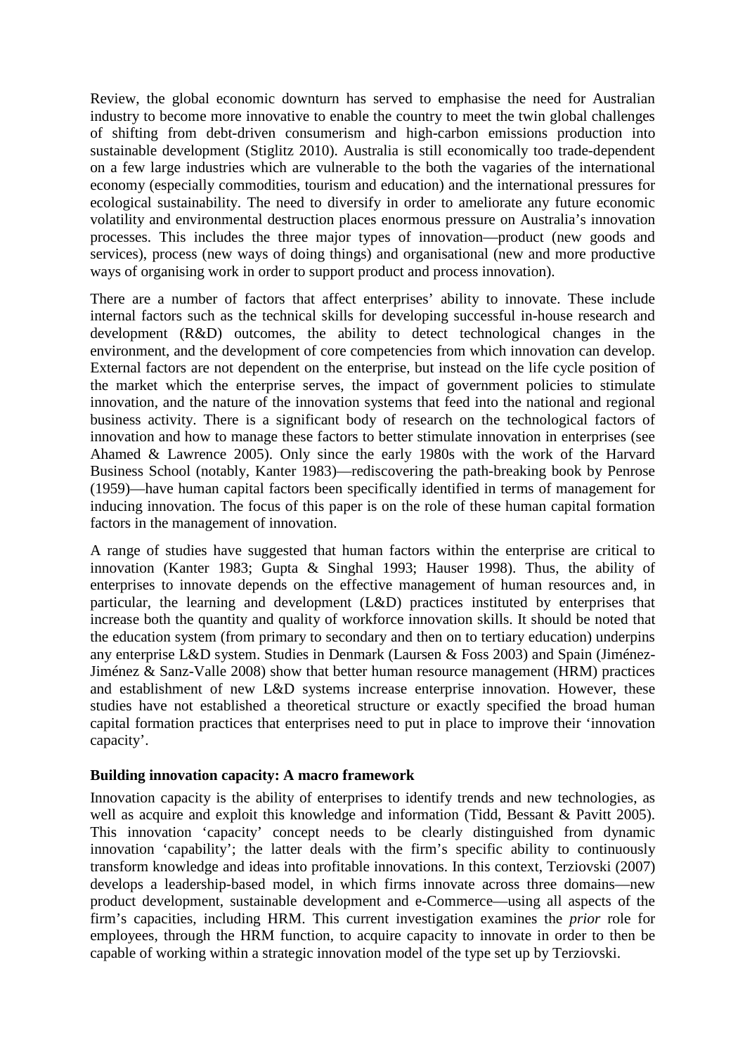Review, the global economic downturn has served to emphasise the need for Australian industry to become more innovative to enable the country to meet the twin global challenges of shifting from debt-driven consumerism and high-carbon emissions production into sustainable development (Stiglitz 2010). Australia is still economically too trade-dependent on a few large industries which are vulnerable to the both the vagaries of the international economy (especially commodities, tourism and education) and the international pressures for ecological sustainability. The need to diversify in order to ameliorate any future economic volatility and environmental destruction places enormous pressure on Australia's innovation processes. This includes the three major types of innovation—product (new goods and services), process (new ways of doing things) and organisational (new and more productive ways of organising work in order to support product and process innovation).

There are a number of factors that affect enterprises' ability to innovate. These include internal factors such as the technical skills for developing successful in-house research and development (R&D) outcomes, the ability to detect technological changes in the environment, and the development of core competencies from which innovation can develop. External factors are not dependent on the enterprise, but instead on the life cycle position of the market which the enterprise serves, the impact of government policies to stimulate innovation, and the nature of the innovation systems that feed into the national and regional business activity. There is a significant body of research on the technological factors of innovation and how to manage these factors to better stimulate innovation in enterprises (see Ahamed & Lawrence 2005). Only since the early 1980s with the work of the Harvard Business School (notably, Kanter 1983)—rediscovering the path-breaking book by Penrose (1959)—have human capital factors been specifically identified in terms of management for inducing innovation. The focus of this paper is on the role of these human capital formation factors in the management of innovation.

A range of studies have suggested that human factors within the enterprise are critical to innovation (Kanter 1983; Gupta & Singhal 1993; Hauser 1998). Thus, the ability of enterprises to innovate depends on the effective management of human resources and, in particular, the learning and development (L&D) practices instituted by enterprises that increase both the quantity and quality of workforce innovation skills. It should be noted that the education system (from primary to secondary and then on to tertiary education) underpins any enterprise L&D system. Studies in Denmark (Laursen & Foss 2003) and Spain (Jiménez-Jiménez & Sanz-Valle 2008) show that better human resource management (HRM) practices and establishment of new L&D systems increase enterprise innovation. However, these studies have not established a theoretical structure or exactly specified the broad human capital formation practices that enterprises need to put in place to improve their 'innovation capacity'.

## Building innovation capacity: A macro framework

Innovation capacity is the ability of enterprises to identify trends and new technologies, as well as acquire and exploit this knowledge and information (Tidd, Bessant & Pavitt 2005). This innovation 'capacity' concept needs to be clearly distinguished from dynamic innovation 'capability'; the latter deals with the firm's specific ability to continuously transform knowledge and ideas into profitable innovations. In this context, Terziovski (2007) develops a leadership-based model, in which firms innovate across three domains—new product development, sustainable development and e-Commerce—using all aspects of the firm's capacities, including HRM. This current investigation examines the *prior* role for employees, through the HRM function, to acquire capacity to innovate in order to then be capable of working within a strategic innovation model of the type set up by Terziovski.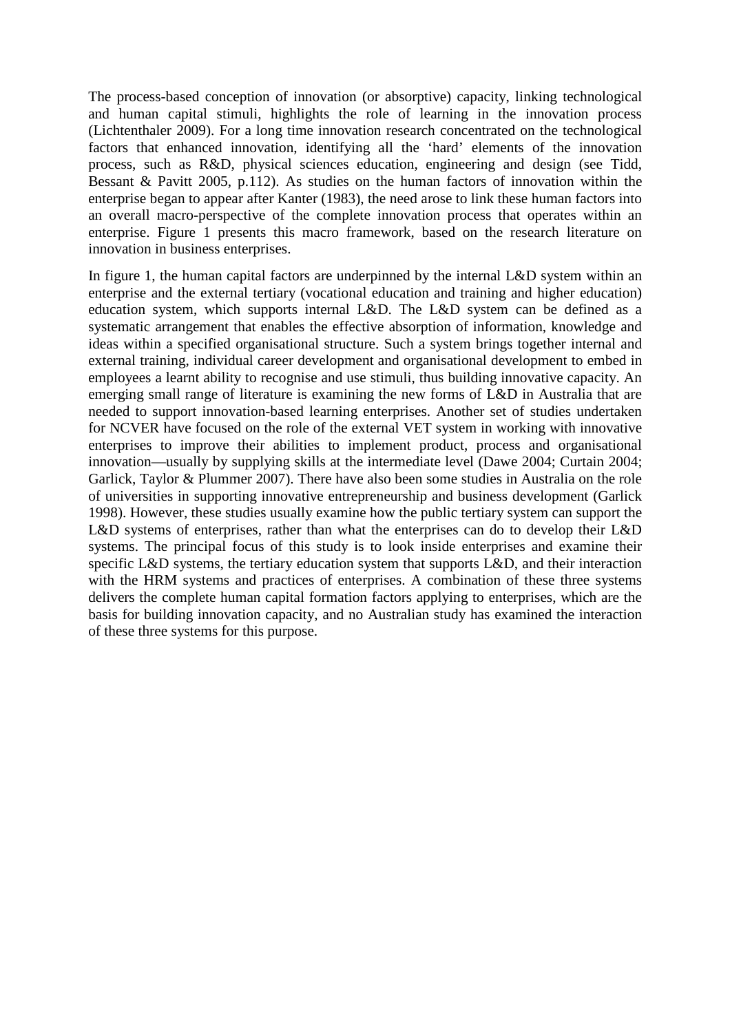The process-based conception of innovation (or absorptive) capacity, linking technological and human capital stimuli, highlights the role of learning in the innovation process (Lichtenthaler 2009). For a long time innovation research concentrated on the technological factors that enhanced innovation, identifying all the 'hard' elements of the innovation process, such as R&D, physical sciences education, engineering and design (see Tidd, Bessant & Pavitt 2005, p.112). As studies on the human factors of innovation within the enterprise began to appear after Kanter (1983), the need arose to link these human factors into an overall macro-perspective of the complete innovation process that operates within an enterprise. Figure 1 presents this macro framework, based on the research literature on innovation in business enterprises.

In figure 1, the human capital factors are underpinned by the internal L&D system within an enterprise and the external tertiary (vocational education and training and higher education) education system, which supports internal L&D. The L&D system can be defined as a systematic arrangement that enables the effective absorption of information, knowledge and ideas within a specified organisational structure. Such a system brings together internal and external training, individual career development and organisational development to embed in employees a learnt ability to recognise and use stimuli, thus building innovative capacity. An emerging small range of literature is examining the new forms of L&D in Australia that are needed to support innovation-based learning enterprises. Another set of studies undertaken for NCVER have focused on the role of the external VET system in working with innovative enterprises to improve their abilities to implement product, process and organisational innovation—usually by supplying skills at the intermediate level (Dawe 2004; Curtain 2004; Garlick, Taylor & Plummer 2007). There have also been some studies in Australia on the role of universities in supporting innovative entrepreneurship and business development (Garlick 1998). However, these studies usually examine how the public tertiary system can support the L&D systems of enterprises, rather than what the enterprises can do to develop their L&D systems. The principal focus of this study is to look inside enterprises and examine their specific L&D systems, the tertiary education system that supports L&D, and their interaction with the HRM systems and practices of enterprises. A combination of these three systems delivers the complete human capital formation factors applying to enterprises, which are the basis for building innovation capacity, and no Australian study has examined the interaction of these three systems for this purpose.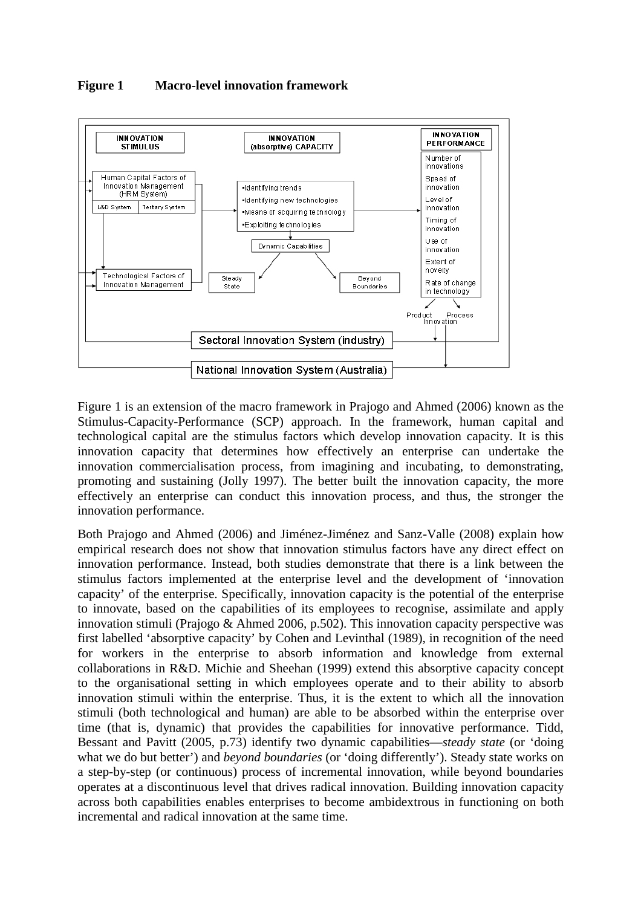**Figure 1 Macro-level innovation framework**

Figure 1 is an extension of the macro framework in Prajogo and Ahmed (2006) known as the Stimulus-Capacity-Performance (SCP) approach. In the framework, human capital and technological capital are the stimulus factors which develop innovation capacity. It is this innovation capacity that determines how effectively an enterprise can undertake the innovation commercialisation process, from imagining and incubating, to demonstrating, promoting and sustaining (Jolly 1997). The better built the innovation capacity, the more effectively an enterprise can conduct this innovation process, and thus, the stronger the innovation performance.

Both Prajogo and Ahmed (2006) and Jiménez-Jiménez and Sanz-Valle (2008) explain how empirical research does not show that innovation stimulus factors have any direct effect on innovation performance. Instead, both studies demonstrate that there is a link between the stimulus factors implemented at the enterprise level and the development of 'innovation capacity' of the enterprise. Specifically, innovation capacity is the potential of the enterprise to innovate, based on the capabilities of its employees to recognise, assimilate and apply innovation stimuli (Prajogo & Ahmed 2006, p.502). This innovation capacity perspective was first labelled 'absorptive capacity' by Cohen and Levinthal (1989), in recognition of the need for workers in the enterprise to absorb information and knowledge from external collaborations in R&D. Michie and Sheehan (1999) extend this absorptive capacity concept to the organisational setting in which employees operate and to their ability to absorb innovation stimuli within the enterprise. Thus, it is the extent to which all the innovation stimuli (both technological and human) are able to be absorbed within the enterprise over time (that is, dynamic) that provides the capabilities for innovative performance. Tidd, Bessant and Pavitt (2005, p.73) identify two dynamic capabilities—*steady state* (or 'doing what we do but better') and *beyond boundaries* (or 'doing differently'). Steady state works on a step-by-step (or continuous) process of incremental innovation, while beyond boundaries operates at a discontinuous level that drives radical innovation. Building innovation capacity across both capabilities enables enterprises to become ambidextrous in functioning on both incremental and radical innovation at the same time.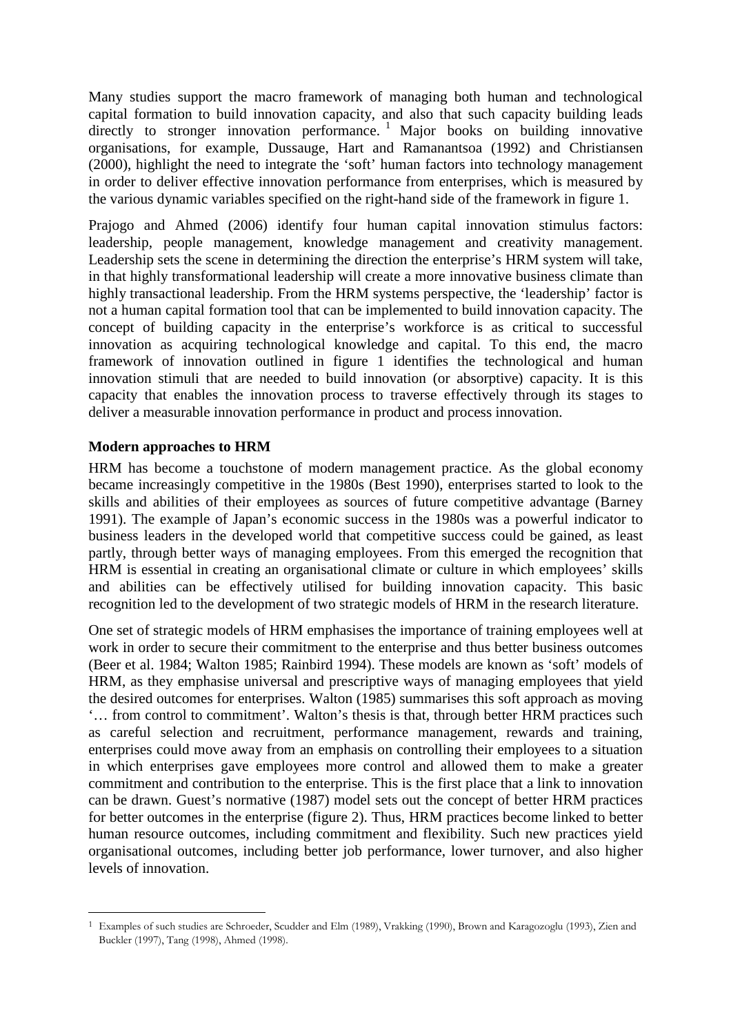Many studies support the macro framework of managing both human and technological capital formation to build innovation capacity, and also that such capacity building leads directly to stronger innovation performance. [1] Major books on building innovative organisations, for example, Dussauge, Hart and Ramanantsoa (1992) and Christiansen (2000), highlight the need to integrate the 'soft' human factors into technology management in order to deliver effective innovation performance from enterprises, which is measured by the various dynamic variables specified on the right-hand side of the framework in figure 1.

Prajogo and Ahmed (2006) identify four human capital innovation stimulus factors: leadership, people management, knowledge management and creativity management. Leadership sets the scene in determining the direction the enterprise's HRM system will take, in that highly transformational leadership will create a more innovative business climate than highly transactional leadership. From the HRM systems perspective, the 'leadership' factor is not a human capital formation tool that can be implemented to build innovation capacity. The concept of building capacity in the enterprise's workforce is as critical to successful innovation as acquiring technological knowledge and capital. To this end, the macro framework of innovation outlined in figure 1 identifies the technological and human innovation stimuli that are needed to build innovation (or absorptive) capacity. It is this capacity that enables the innovation process to traverse effectively through its stages to deliver a measurable innovation performance in product and process innovation.

**Modern approaches to HRM**

HRM has become a touchstone of modern management practice. As the global economy became increasingly competitive in the 1980s (Best 1990), enterprises started to look to the skills and abilities of their employees as sources of future competitive advantage (Barney 1991). The example of Japan's economic success in the 1980s was a powerful indicator to business leaders in the developed world that competitive success could be gained, as least partly, through better ways of managing employees. From this emerged the recognition that HRM is essential in creating an organisational climate or culture in which employees' skills and abilities can be effectively utilised for building innovation capacity. This basic recognition led to the development of two strategic models of HRM in the research literature.

One set of strategic models of HRM emphasises the importance of training employees well at work in order to secure their commitment to the enterprise and thus better business outcomes (Beer et al. 1984; Walton 1985; Rainbird 1994). These models are known as 'soft' models of HRM, as they emphasise universal and prescriptive ways of managing employees that yield the desired outcomes for enterprises. Walton (1985) summarises this soft approach as moving '… from control to commitment'. Walton's thesis is that, through better HRM practices such as careful selection and recruitment, performance management, rewards and training, enterprises could move away from an emphasis on controlling their employees to a situation in which enterprises gave employees more control and allowed them to make a greater commitment and contribution to the enterprise. This is the first place that a link to innovation can be drawn. Guest's normative (1987) model sets out the concept of better HRM practices for better outcomes in the enterprise (figure 2). Thus, HRM practices become linked to better human resource outcomes, including commitment and flexibility. Such new practices yield organisational outcomes, including better job performance, lower turnover, and also higher levels of innovation.

---

[1] Examples of such studies are Schroeder, Scudder and Elm (1989), Vrakking (1990), Brown and Karagozoglu (1993), Zien and Buckler (1997), Tang (1998), Ahmed (1998).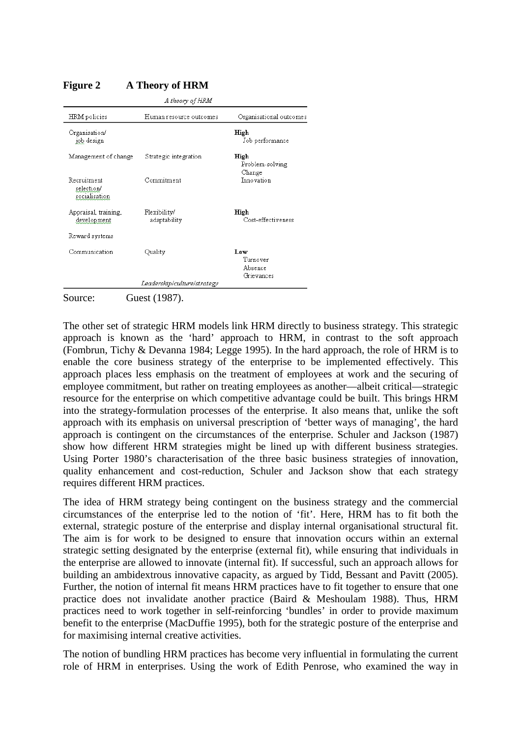**Figure 2 A Theory of HRM**

*A theory of HRM*

| HRM policies | Human resource outcomes | Organisational outcomes |
|---|---|---|
| Organisation/ job design | | **High** Job performance |
| Management of change | Strategic integration | **High** Problem-solving Change |
| Recruitment selection/ socialisation | Commitment | Innovation |
| Appraisal, training, development | Flexibility/ adaptability | **High** Cost-effectiveness |
| Reward systems | | |
| Communication | Quality | **Low** Turnover Absence Grievances |
| | *Leadership/culture/strategy* | |

Source: Guest (1987).

The other set of strategic HRM models link HRM directly to business strategy. This strategic approach is known as the 'hard' approach to HRM, in contrast to the soft approach (Fombrun, Tichy & Devanna 1984; Legge 1995). In the hard approach, the role of HRM is to enable the core business strategy of the enterprise to be implemented effectively. This approach places less emphasis on the treatment of employees at work and the securing of employee commitment, but rather on treating employees as another—albeit critical—strategic resource for the enterprise on which competitive advantage could be built. This brings HRM into the strategy-formulation processes of the enterprise. It also means that, unlike the soft approach with its emphasis on universal prescription of 'better ways of managing', the hard approach is contingent on the circumstances of the enterprise. Schuler and Jackson (1987) show how different HRM strategies might be lined up with different business strategies. Using Porter 1980's characterisation of the three basic business strategies of innovation, quality enhancement and cost-reduction, Schuler and Jackson show that each strategy requires different HRM practices.

The idea of HRM strategy being contingent on the business strategy and the commercial circumstances of the enterprise led to the notion of 'fit'. Here, HRM has to fit both the external, strategic posture of the enterprise and display internal organisational structural fit. The aim is for work to be designed to ensure that innovation occurs within an external strategic setting designated by the enterprise (external fit), while ensuring that individuals in the enterprise are allowed to innovate (internal fit). If successful, such an approach allows for building an ambidextrous innovative capacity, as argued by Tidd, Bessant and Pavitt (2005). Further, the notion of internal fit means HRM practices have to fit together to ensure that one practice does not invalidate another practice (Baird & Meshoulam 1988). Thus, HRM practices need to work together in self-reinforcing 'bundles' in order to provide maximum benefit to the enterprise (MacDuffie 1995), both for the strategic posture of the enterprise and for maximising internal creative activities.

The notion of bundling HRM practices has become very influential in formulating the current role of HRM in enterprises. Using the work of Edith Penrose, who examined the way in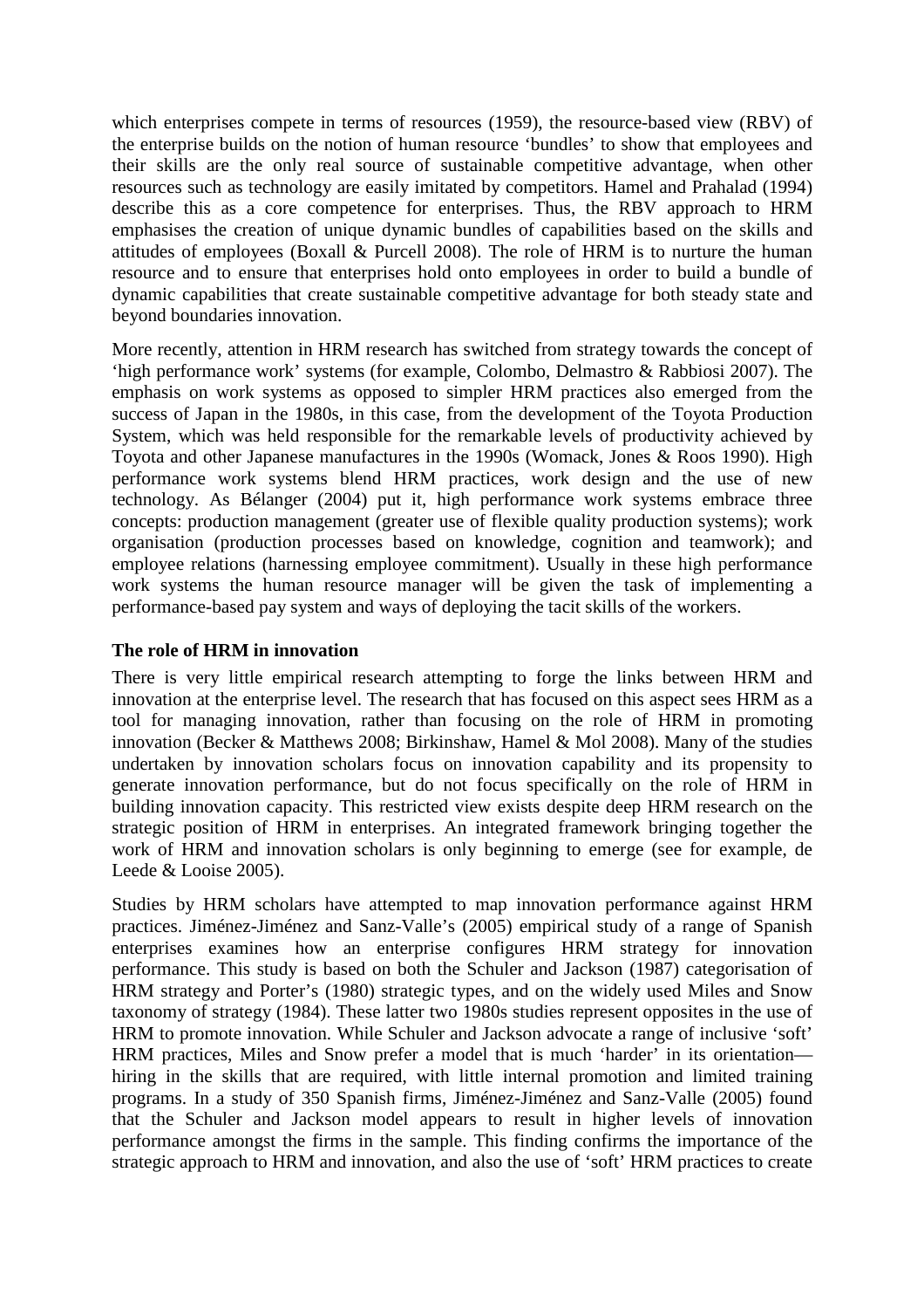which enterprises compete in terms of resources (1959), the resource-based view (RBV) of the enterprise builds on the notion of human resource 'bundles' to show that employees and their skills are the only real source of sustainable competitive advantage, when other resources such as technology are easily imitated by competitors. Hamel and Prahalad (1994) describe this as a core competence for enterprises. Thus, the RBV approach to HRM emphasises the creation of unique dynamic bundles of capabilities based on the skills and attitudes of employees (Boxall & Purcell 2008). The role of HRM is to nurture the human resource and to ensure that enterprises hold onto employees in order to build a bundle of dynamic capabilities that create sustainable competitive advantage for both steady state and beyond boundaries innovation.

More recently, attention in HRM research has switched from strategy towards the concept of 'high performance work' systems (for example, Colombo, Delmastro & Rabbiosi 2007). The emphasis on work systems as opposed to simpler HRM practices also emerged from the success of Japan in the 1980s, in this case, from the development of the Toyota Production System, which was held responsible for the remarkable levels of productivity achieved by Toyota and other Japanese manufactures in the 1990s (Womack, Jones & Roos 1990). High performance work systems blend HRM practices, work design and the use of new technology. As Bélanger (2004) put it, high performance work systems embrace three concepts: production management (greater use of flexible quality production systems); work organisation (production processes based on knowledge, cognition and teamwork); and employee relations (harnessing employee commitment). Usually in these high performance work systems the human resource manager will be given the task of implementing a performance-based pay system and ways of deploying the tacit skills of the workers.

### The role of HRM in innovation

There is very little empirical research attempting to forge the links between HRM and innovation at the enterprise level. The research that has focused on this aspect sees HRM as a tool for managing innovation, rather than focusing on the role of HRM in promoting innovation (Becker & Matthews 2008; Birkinshaw, Hamel & Mol 2008). Many of the studies undertaken by innovation scholars focus on innovation capability and its propensity to generate innovation performance, but do not focus specifically on the role of HRM in building innovation capacity. This restricted view exists despite deep HRM research on the strategic position of HRM in enterprises. An integrated framework bringing together the work of HRM and innovation scholars is only beginning to emerge (see for example, de Leede & Looise 2005).

Studies by HRM scholars have attempted to map innovation performance against HRM practices. Jiménez-Jiménez and Sanz-Valle's (2005) empirical study of a range of Spanish enterprises examines how an enterprise configures HRM strategy for innovation performance. This study is based on both the Schuler and Jackson (1987) categorisation of HRM strategy and Porter's (1980) strategic types, and on the widely used Miles and Snow taxonomy of strategy (1984). These latter two 1980s studies represent opposites in the use of HRM to promote innovation. While Schuler and Jackson advocate a range of inclusive 'soft' HRM practices, Miles and Snow prefer a model that is much 'harder' in its orientation—hiring in the skills that are required, with little internal promotion and limited training programs. In a study of 350 Spanish firms, Jiménez-Jiménez and Sanz-Valle (2005) found that the Schuler and Jackson model appears to result in higher levels of innovation performance amongst the firms in the sample. This finding confirms the importance of the strategic approach to HRM and innovation, and also the use of 'soft' HRM practices to create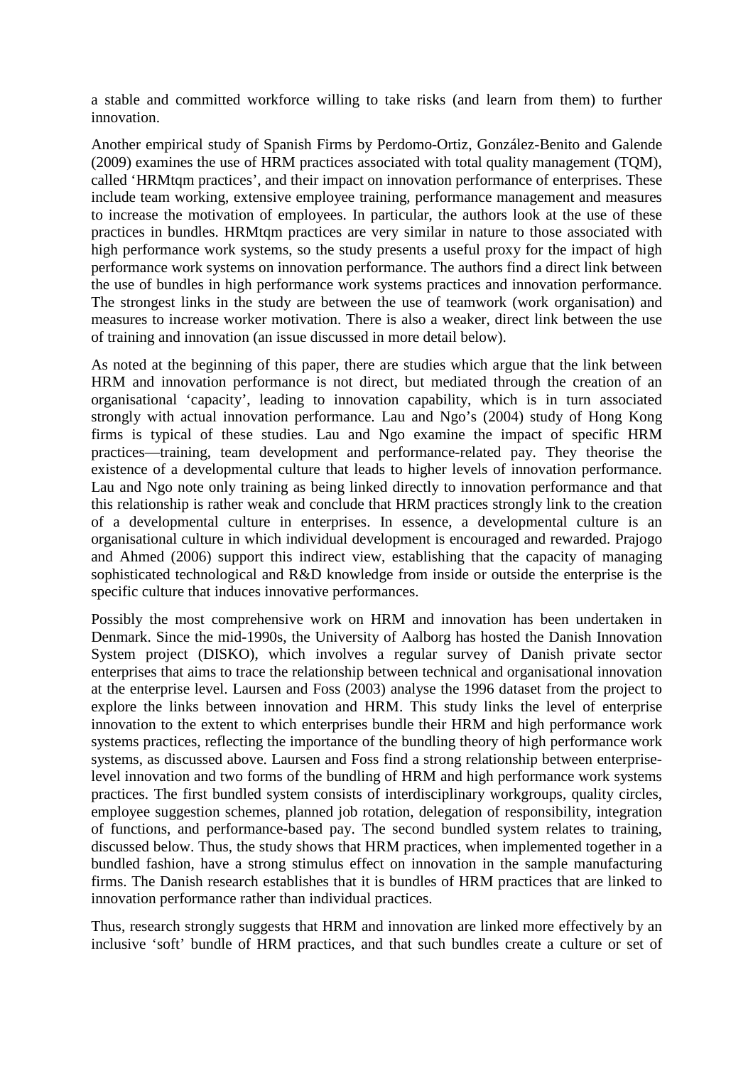a stable and committed workforce willing to take risks (and learn from them) to further innovation.

Another empirical study of Spanish Firms by Perdomo-Ortiz, González-Benito and Galende (2009) examines the use of HRM practices associated with total quality management (TQM), called 'HRMtqm practices', and their impact on innovation performance of enterprises. These include team working, extensive employee training, performance management and measures to increase the motivation of employees. In particular, the authors look at the use of these practices in bundles. HRMtqm practices are very similar in nature to those associated with high performance work systems, so the study presents a useful proxy for the impact of high performance work systems on innovation performance. The authors find a direct link between the use of bundles in high performance work systems practices and innovation performance. The strongest links in the study are between the use of teamwork (work organisation) and measures to increase worker motivation. There is also a weaker, direct link between the use of training and innovation (an issue discussed in more detail below).

As noted at the beginning of this paper, there are studies which argue that the link between HRM and innovation performance is not direct, but mediated through the creation of an organisational 'capacity', leading to innovation capability, which is in turn associated strongly with actual innovation performance. Lau and Ngo's (2004) study of Hong Kong firms is typical of these studies. Lau and Ngo examine the impact of specific HRM practices—training, team development and performance-related pay. They theorise the existence of a developmental culture that leads to higher levels of innovation performance. Lau and Ngo note only training as being linked directly to innovation performance and that this relationship is rather weak and conclude that HRM practices strongly link to the creation of a developmental culture in enterprises. In essence, a developmental culture is an organisational culture in which individual development is encouraged and rewarded. Prajogo and Ahmed (2006) support this indirect view, establishing that the capacity of managing sophisticated technological and R&D knowledge from inside or outside the enterprise is the specific culture that induces innovative performances.

Possibly the most comprehensive work on HRM and innovation has been undertaken in Denmark. Since the mid-1990s, the University of Aalborg has hosted the Danish Innovation System project (DISKO), which involves a regular survey of Danish private sector enterprises that aims to trace the relationship between technical and organisational innovation at the enterprise level. Laursen and Foss (2003) analyse the 1996 dataset from the project to explore the links between innovation and HRM. This study links the level of enterprise innovation to the extent to which enterprises bundle their HRM and high performance work systems practices, reflecting the importance of the bundling theory of high performance work systems, as discussed above. Laursen and Foss find a strong relationship between enterprise-level innovation and two forms of the bundling of HRM and high performance work systems practices. The first bundled system consists of interdisciplinary workgroups, quality circles, employee suggestion schemes, planned job rotation, delegation of responsibility, integration of functions, and performance-based pay. The second bundled system relates to training, discussed below. Thus, the study shows that HRM practices, when implemented together in a bundled fashion, have a strong stimulus effect on innovation in the sample manufacturing firms. The Danish research establishes that it is bundles of HRM practices that are linked to innovation performance rather than individual practices.

Thus, research strongly suggests that HRM and innovation are linked more effectively by an inclusive 'soft' bundle of HRM practices, and that such bundles create a culture or set of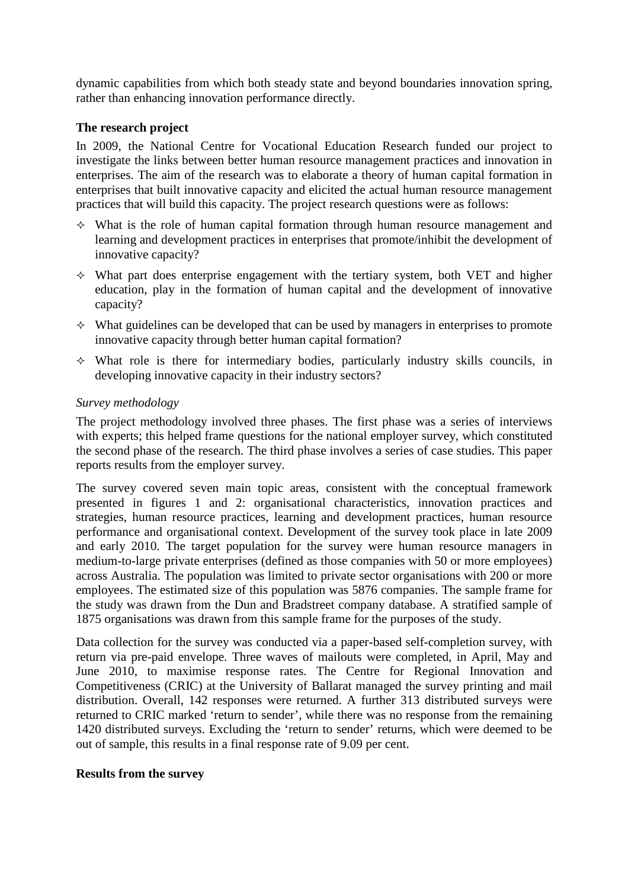dynamic capabilities from which both steady state and beyond boundaries innovation spring, rather than enhancing innovation performance directly.

## The research project

In 2009, the National Centre for Vocational Education Research funded our project to investigate the links between better human resource management practices and innovation in enterprises. The aim of the research was to elaborate a theory of human capital formation in enterprises that built innovative capacity and elicited the actual human resource management practices that will build this capacity. The project research questions were as follows:

- What is the role of human capital formation through human resource management and learning and development practices in enterprises that promote/inhibit the development of innovative capacity?
- What part does enterprise engagement with the tertiary system, both VET and higher education, play in the formation of human capital and the development of innovative capacity?
- What guidelines can be developed that can be used by managers in enterprises to promote innovative capacity through better human capital formation?
- What role is there for intermediary bodies, particularly industry skills councils, in developing innovative capacity in their industry sectors?

### *Survey methodology*

The project methodology involved three phases. The first phase was a series of interviews with experts; this helped frame questions for the national employer survey, which constituted the second phase of the research. The third phase involves a series of case studies. This paper reports results from the employer survey.

The survey covered seven main topic areas, consistent with the conceptual framework presented in figures 1 and 2: organisational characteristics, innovation practices and strategies, human resource practices, learning and development practices, human resource performance and organisational context. Development of the survey took place in late 2009 and early 2010. The target population for the survey were human resource managers in medium-to-large private enterprises (defined as those companies with 50 or more employees) across Australia. The population was limited to private sector organisations with 200 or more employees. The estimated size of this population was 5876 companies. The sample frame for the study was drawn from the Dun and Bradstreet company database. A stratified sample of 1875 organisations was drawn from this sample frame for the purposes of the study.

Data collection for the survey was conducted via a paper-based self-completion survey, with return via pre-paid envelope. Three waves of mailouts were completed, in April, May and June 2010, to maximise response rates. The Centre for Regional Innovation and Competitiveness (CRIC) at the University of Ballarat managed the survey printing and mail distribution. Overall, 142 responses were returned. A further 313 distributed surveys were returned to CRIC marked 'return to sender', while there was no response from the remaining 1420 distributed surveys. Excluding the 'return to sender' returns, which were deemed to be out of sample, this results in a final response rate of 9.09 per cent.

## Results from the survey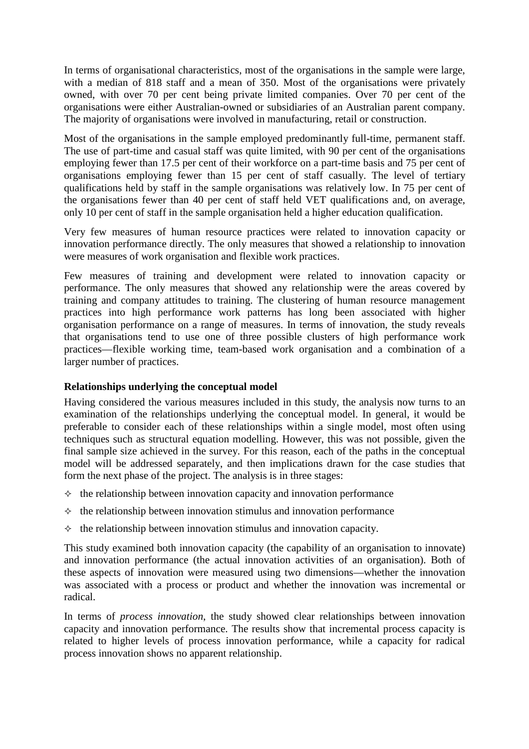In terms of organisational characteristics, most of the organisations in the sample were large, with a median of 818 staff and a mean of 350. Most of the organisations were privately owned, with over 70 per cent being private limited companies. Over 70 per cent of the organisations were either Australian-owned or subsidiaries of an Australian parent company. The majority of organisations were involved in manufacturing, retail or construction.

Most of the organisations in the sample employed predominantly full-time, permanent staff. The use of part-time and casual staff was quite limited, with 90 per cent of the organisations employing fewer than 17.5 per cent of their workforce on a part-time basis and 75 per cent of organisations employing fewer than 15 per cent of staff casually. The level of tertiary qualifications held by staff in the sample organisations was relatively low. In 75 per cent of the organisations fewer than 40 per cent of staff held VET qualifications and, on average, only 10 per cent of staff in the sample organisation held a higher education qualification.

Very few measures of human resource practices were related to innovation capacity or innovation performance directly. The only measures that showed a relationship to innovation were measures of work organisation and flexible work practices.

Few measures of training and development were related to innovation capacity or performance. The only measures that showed any relationship were the areas covered by training and company attitudes to training. The clustering of human resource management practices into high performance work patterns has long been associated with higher organisation performance on a range of measures. In terms of innovation, the study reveals that organisations tend to use one of three possible clusters of high performance work practices—flexible working time, team-based work organisation and a combination of a larger number of practices.

**Relationships underlying the conceptual model**

Having considered the various measures included in this study, the analysis now turns to an examination of the relationships underlying the conceptual model. In general, it would be preferable to consider each of these relationships within a single model, most often using techniques such as structural equation modelling. However, this was not possible, given the final sample size achieved in the survey. For this reason, each of the paths in the conceptual model will be addressed separately, and then implications drawn for the case studies that form the next phase of the project. The analysis is in three stages:

- the relationship between innovation capacity and innovation performance
- the relationship between innovation stimulus and innovation performance
- the relationship between innovation stimulus and innovation capacity.

This study examined both innovation capacity (the capability of an organisation to innovate) and innovation performance (the actual innovation activities of an organisation). Both of these aspects of innovation were measured using two dimensions—whether the innovation was associated with a process or product and whether the innovation was incremental or radical.

In terms of *process innovation*, the study showed clear relationships between innovation capacity and innovation performance. The results show that incremental process capacity is related to higher levels of process innovation performance, while a capacity for radical process innovation shows no apparent relationship.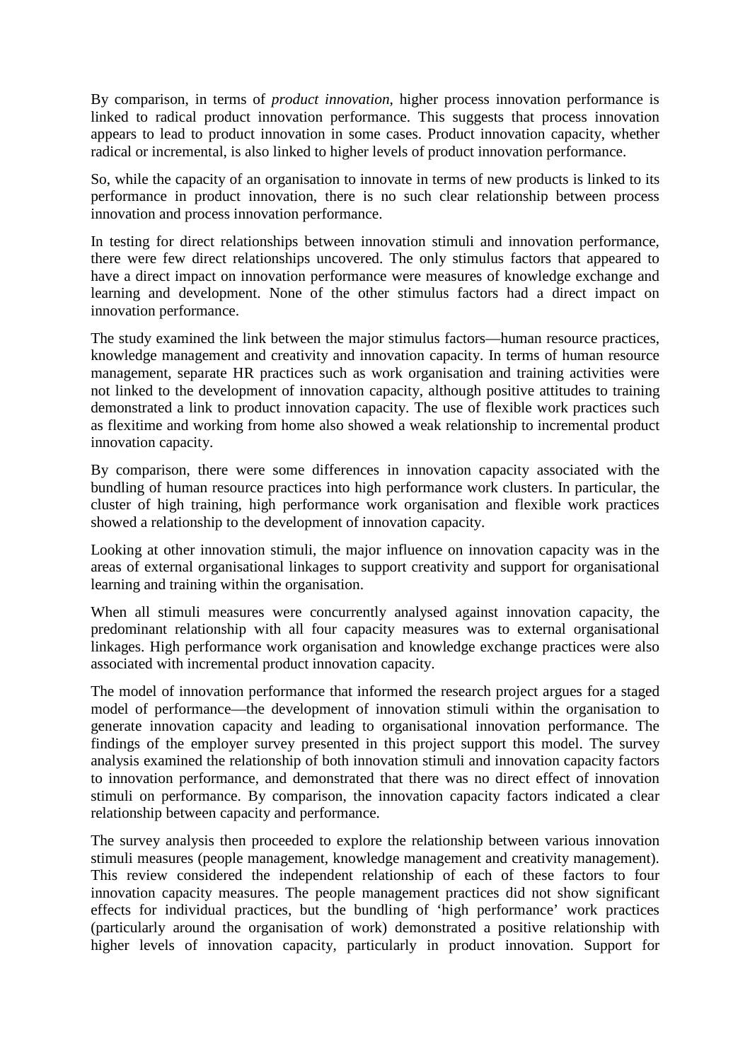By comparison, in terms of *product innovation*, higher process innovation performance is linked to radical product innovation performance. This suggests that process innovation appears to lead to product innovation in some cases. Product innovation capacity, whether radical or incremental, is also linked to higher levels of product innovation performance.

So, while the capacity of an organisation to innovate in terms of new products is linked to its performance in product innovation, there is no such clear relationship between process innovation and process innovation performance.

In testing for direct relationships between innovation stimuli and innovation performance, there were few direct relationships uncovered. The only stimulus factors that appeared to have a direct impact on innovation performance were measures of knowledge exchange and learning and development. None of the other stimulus factors had a direct impact on innovation performance.

The study examined the link between the major stimulus factors—human resource practices, knowledge management and creativity and innovation capacity. In terms of human resource management, separate HR practices such as work organisation and training activities were not linked to the development of innovation capacity, although positive attitudes to training demonstrated a link to product innovation capacity. The use of flexible work practices such as flexitime and working from home also showed a weak relationship to incremental product innovation capacity.

By comparison, there were some differences in innovation capacity associated with the bundling of human resource practices into high performance work clusters. In particular, the cluster of high training, high performance work organisation and flexible work practices showed a relationship to the development of innovation capacity.

Looking at other innovation stimuli, the major influence on innovation capacity was in the areas of external organisational linkages to support creativity and support for organisational learning and training within the organisation.

When all stimuli measures were concurrently analysed against innovation capacity, the predominant relationship with all four capacity measures was to external organisational linkages. High performance work organisation and knowledge exchange practices were also associated with incremental product innovation capacity.

The model of innovation performance that informed the research project argues for a staged model of performance—the development of innovation stimuli within the organisation to generate innovation capacity and leading to organisational innovation performance. The findings of the employer survey presented in this project support this model. The survey analysis examined the relationship of both innovation stimuli and innovation capacity factors to innovation performance, and demonstrated that there was no direct effect of innovation stimuli on performance. By comparison, the innovation capacity factors indicated a clear relationship between capacity and performance.

The survey analysis then proceeded to explore the relationship between various innovation stimuli measures (people management, knowledge management and creativity management). This review considered the independent relationship of each of these factors to four innovation capacity measures. The people management practices did not show significant effects for individual practices, but the bundling of 'high performance' work practices (particularly around the organisation of work) demonstrated a positive relationship with higher levels of innovation capacity, particularly in product innovation. Support for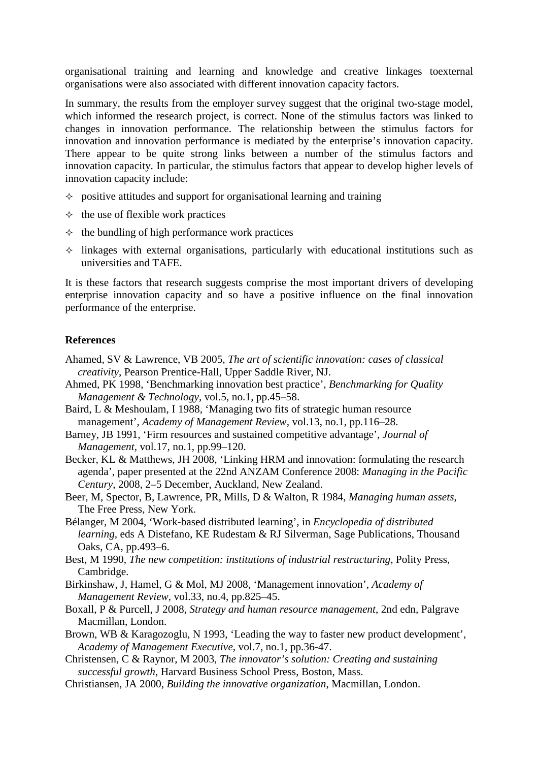organisational training and learning and knowledge and creative linkages toexternal organisations were also associated with different innovation capacity factors.

In summary, the results from the employer survey suggest that the original two-stage model, which informed the research project, is correct. None of the stimulus factors was linked to changes in innovation performance. The relationship between the stimulus factors for innovation and innovation performance is mediated by the enterprise's innovation capacity. There appear to be quite strong links between a number of the stimulus factors and innovation capacity. In particular, the stimulus factors that appear to develop higher levels of innovation capacity include:

- positive attitudes and support for organisational learning and training
- the use of flexible work practices
- the bundling of high performance work practices
- linkages with external organisations, particularly with educational institutions such as universities and TAFE.

It is these factors that research suggests comprise the most important drivers of developing enterprise innovation capacity and so have a positive influence on the final innovation performance of the enterprise.

**References**

Ahamed, SV & Lawrence, VB 2005, *The art of scientific innovation: cases of classical creativity*, Pearson Prentice-Hall, Upper Saddle River, NJ.

Ahmed, PK 1998, 'Benchmarking innovation best practice', *Benchmarking for Quality Management & Technology*, vol.5, no.1, pp.45–58.

Baird, L & Meshoulam, I 1988, 'Managing two fits of strategic human resource management', *Academy of Management Review*, vol.13, no.1, pp.116–28.

Barney, JB 1991, 'Firm resources and sustained competitive advantage', *Journal of Management*, vol.17, no.1, pp.99–120.

Becker, KL & Matthews, JH 2008, 'Linking HRM and innovation: formulating the research agenda', paper presented at the 22nd ANZAM Conference 2008: *Managing in the Pacific Century*, 2008, 2–5 December, Auckland, New Zealand.

Beer, M, Spector, B, Lawrence, PR, Mills, D & Walton, R 1984, *Managing human assets*, The Free Press, New York.

Bélanger, M 2004, 'Work-based distributed learning', in *Encyclopedia of distributed learning*, eds A Distefano, KE Rudestam & RJ Silverman, Sage Publications, Thousand Oaks, CA, pp.493–6.

Best, M 1990, *The new competition: institutions of industrial restructuring*, Polity Press, Cambridge.

Birkinshaw, J, Hamel, G & Mol, MJ 2008, 'Management innovation', *Academy of Management Review*, vol.33, no.4, pp.825–45.

Boxall, P & Purcell, J 2008, *Strategy and human resource management*, 2nd edn, Palgrave Macmillan, London.

Brown, WB & Karagozoglu, N 1993, 'Leading the way to faster new product development', *Academy of Management Executive*, vol.7, no.1, pp.36-47.

Christensen, C & Raynor, M 2003, *The innovator's solution: Creating and sustaining successful growth*, Harvard Business School Press, Boston, Mass.

Christiansen, JA 2000, *Building the innovative organization*, Macmillan, London.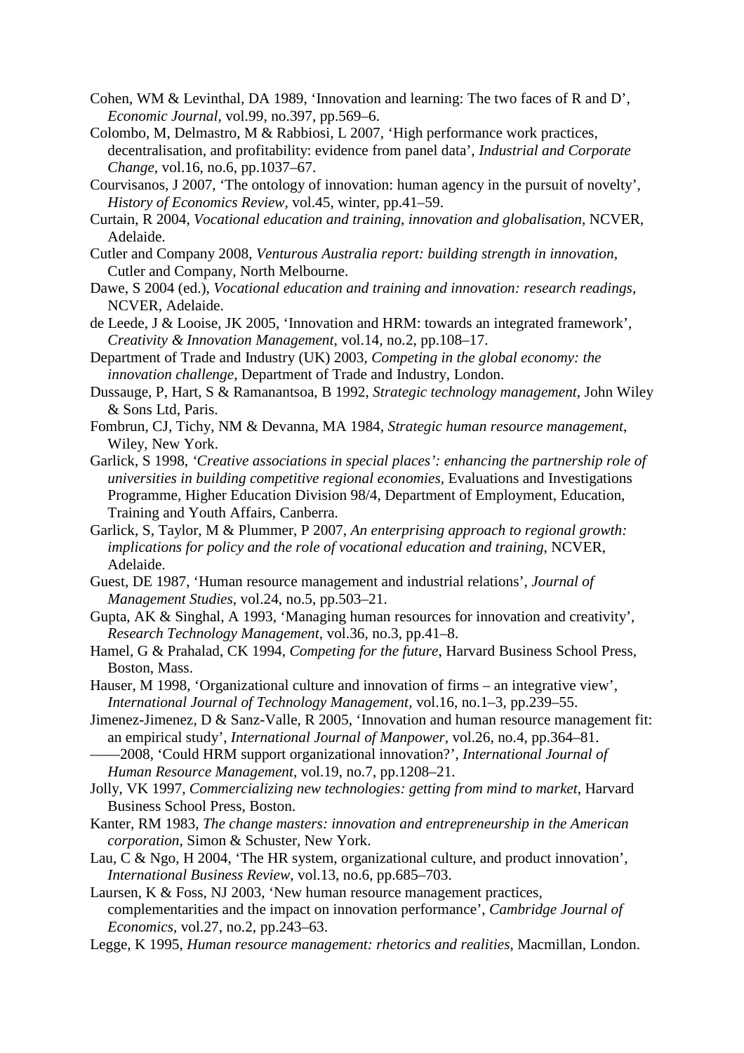Cohen, WM & Levinthal, DA 1989, 'Innovation and learning: The two faces of R and D', *Economic Journal*, vol.99, no.397, pp.569–6.

Colombo, M, Delmastro, M & Rabbiosi, L 2007, 'High performance work practices, decentralisation, and profitability: evidence from panel data', *Industrial and Corporate Change*, vol.16, no.6, pp.1037–67.

Courvisanos, J 2007, 'The ontology of innovation: human agency in the pursuit of novelty', *History of Economics Review*, vol.45, winter, pp.41–59.

Curtain, R 2004, *Vocational education and training, innovation and globalisation*, NCVER, Adelaide.

Cutler and Company 2008, *Venturous Australia report: building strength in innovation*, Cutler and Company, North Melbourne.

Dawe, S 2004 (ed.), *Vocational education and training and innovation: research readings*, NCVER, Adelaide.

de Leede, J & Looise, JK 2005, 'Innovation and HRM: towards an integrated framework', *Creativity & Innovation Management*, vol.14, no.2, pp.108–17.

Department of Trade and Industry (UK) 2003, *Competing in the global economy: the innovation challenge*, Department of Trade and Industry, London.

Dussauge, P, Hart, S & Ramanantsoa, B 1992, *Strategic technology management*, John Wiley & Sons Ltd, Paris.

Fombrun, CJ, Tichy, NM & Devanna, MA 1984, *Strategic human resource management*, Wiley, New York.

Garlick, S 1998, *'Creative associations in special places': enhancing the partnership role of universities in building competitive regional economies*, Evaluations and Investigations Programme, Higher Education Division 98/4, Department of Employment, Education, Training and Youth Affairs, Canberra.

Garlick, S, Taylor, M & Plummer, P 2007, *An enterprising approach to regional growth: implications for policy and the role of vocational education and training*, NCVER, Adelaide.

Guest, DE 1987, 'Human resource management and industrial relations', *Journal of Management Studies*, vol.24, no.5, pp.503–21.

Gupta, AK & Singhal, A 1993, 'Managing human resources for innovation and creativity', *Research Technology Management*, vol.36, no.3, pp.41–8.

Hamel, G & Prahalad, CK 1994, *Competing for the future*, Harvard Business School Press, Boston, Mass.

Hauser, M 1998, 'Organizational culture and innovation of firms – an integrative view', *International Journal of Technology Management*, vol.16, no.1–3, pp.239–55.

Jimenez-Jimenez, D & Sanz-Valle, R 2005, 'Innovation and human resource management fit: an empirical study', *International Journal of Manpower*, vol.26, no.4, pp.364–81.

——2008, 'Could HRM support organizational innovation?', *International Journal of Human Resource Management*, vol.19, no.7, pp.1208–21.

Jolly, VK 1997, *Commercializing new technologies: getting from mind to market*, Harvard Business School Press, Boston.

Kanter, RM 1983, *The change masters: innovation and entrepreneurship in the American corporation*, Simon & Schuster, New York.

Lau, C & Ngo, H 2004, 'The HR system, organizational culture, and product innovation', *International Business Review*, vol.13, no.6, pp.685–703.

Laursen, K & Foss, NJ 2003, 'New human resource management practices, complementarities and the impact on innovation performance', *Cambridge Journal of Economics*, vol.27, no.2, pp.243–63.

Legge, K 1995, *Human resource management: rhetorics and realities*, Macmillan, London.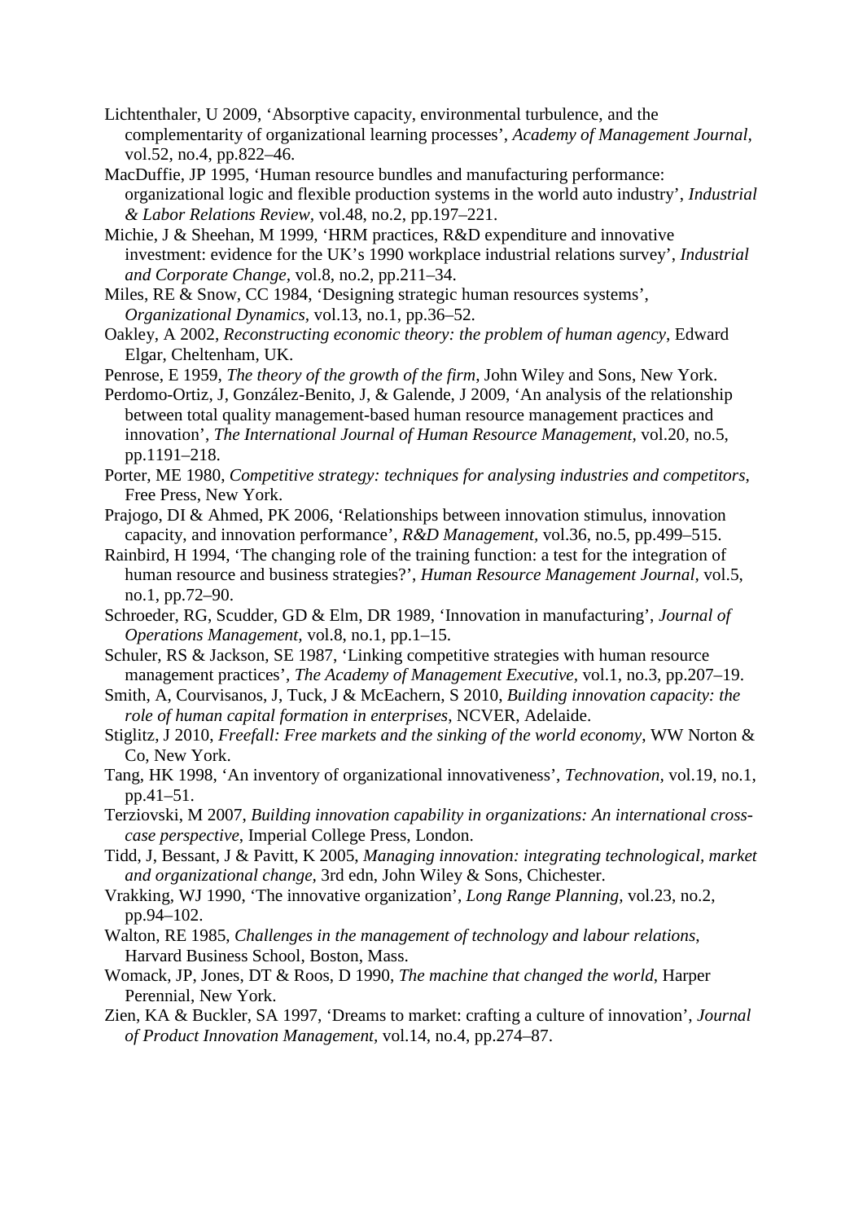Lichtenthaler, U 2009, 'Absorptive capacity, environmental turbulence, and the complementarity of organizational learning processes', *Academy of Management Journal*, vol.52, no.4, pp.822–46.

MacDuffie, JP 1995, 'Human resource bundles and manufacturing performance: organizational logic and flexible production systems in the world auto industry', *Industrial & Labor Relations Review*, vol.48, no.2, pp.197–221.

Michie, J & Sheehan, M 1999, 'HRM practices, R&D expenditure and innovative investment: evidence for the UK's 1990 workplace industrial relations survey', *Industrial and Corporate Change*, vol.8, no.2, pp.211–34.

Miles, RE & Snow, CC 1984, 'Designing strategic human resources systems', *Organizational Dynamics*, vol.13, no.1, pp.36–52.

Oakley, A 2002, *Reconstructing economic theory: the problem of human agency*, Edward Elgar, Cheltenham, UK.

Penrose, E 1959, *The theory of the growth of the firm*, John Wiley and Sons, New York.

Perdomo-Ortiz, J, González-Benito, J, & Galende, J 2009, 'An analysis of the relationship between total quality management-based human resource management practices and innovation', *The International Journal of Human Resource Management*, vol.20, no.5, pp.1191–218.

Porter, ME 1980, *Competitive strategy: techniques for analysing industries and competitors*, Free Press, New York.

Prajogo, DI & Ahmed, PK 2006, 'Relationships between innovation stimulus, innovation capacity, and innovation performance', *R&D Management*, vol.36, no.5, pp.499–515.

Rainbird, H 1994, 'The changing role of the training function: a test for the integration of human resource and business strategies?', *Human Resource Management Journal*, vol.5, no.1, pp.72–90.

Schroeder, RG, Scudder, GD & Elm, DR 1989, 'Innovation in manufacturing', *Journal of Operations Management*, vol.8, no.1, pp.1–15.

Schuler, RS & Jackson, SE 1987, 'Linking competitive strategies with human resource management practices', *The Academy of Management Executive*, vol.1, no.3, pp.207–19.

Smith, A, Courvisanos, J, Tuck, J & McEachern, S 2010, *Building innovation capacity: the role of human capital formation in enterprises*, NCVER, Adelaide.

Stiglitz, J 2010, *Freefall: Free markets and the sinking of the world economy*, WW Norton & Co, New York.

Tang, HK 1998, 'An inventory of organizational innovativeness', *Technovation*, vol.19, no.1, pp.41–51.

Terziovski, M 2007, *Building innovation capability in organizations: An international cross-case perspective*, Imperial College Press, London.

Tidd, J, Bessant, J & Pavitt, K 2005, *Managing innovation: integrating technological, market and organizational change*, 3rd edn, John Wiley & Sons, Chichester.

Vrakking, WJ 1990, 'The innovative organization', *Long Range Planning*, vol.23, no.2, pp.94–102.

Walton, RE 1985, *Challenges in the management of technology and labour relations*, Harvard Business School, Boston, Mass.

Womack, JP, Jones, DT & Roos, D 1990, *The machine that changed the world*, Harper Perennial, New York.

Zien, KA & Buckler, SA 1997, 'Dreams to market: crafting a culture of innovation', *Journal of Product Innovation Management*, vol.14, no.4, pp.274–87.